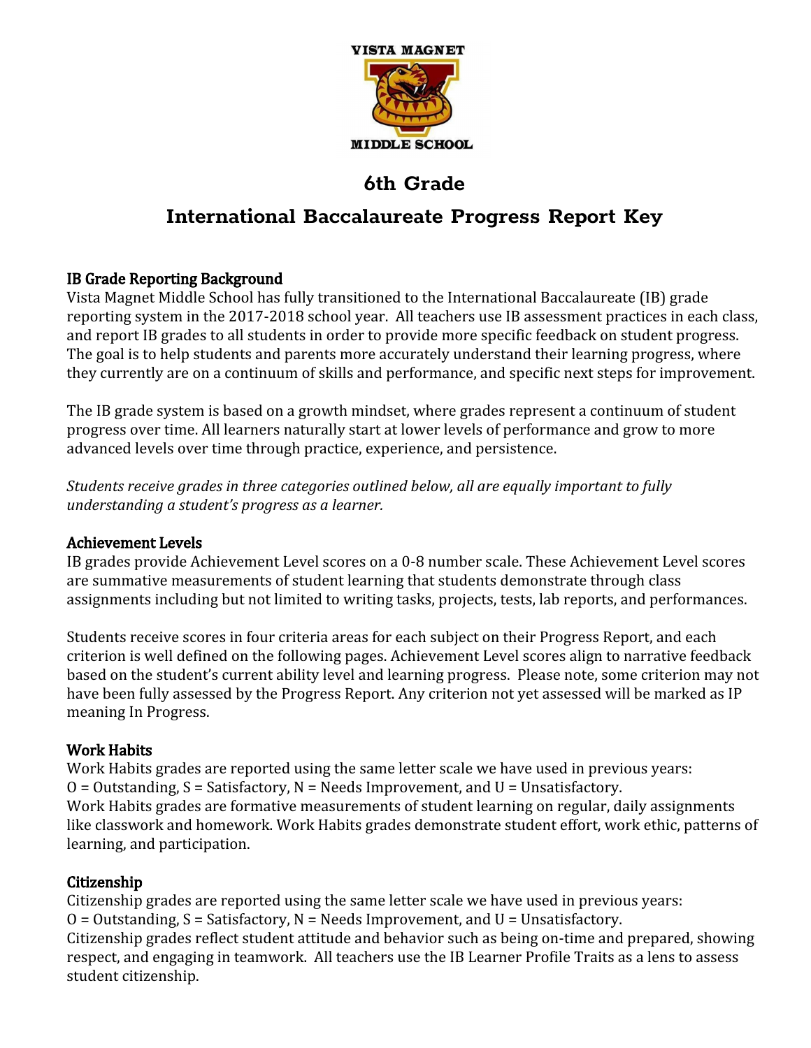VISTA MAGNET

MIDDLE SCHOOL

# 6th Grade

# International Baccalaureate Progress Report Key

### IB Grade Reporting Background

Vista Magnet Middle School has fully transitioned to the International Baccalaureate (IB) grade reporting system in the 2017-2018 school year. All teachers use IB assessment practices in each class, and report IB grades to all students in order to provide more specific feedback on student progress. The goal is to help students and parents more accurately understand their learning progress, where they currently are on a continuum of skills and performance, and specific next steps for improvement.

The IB grade system is based on a growth mindset, where grades represent a continuum of student progress over time. All learners naturally start at lower levels of performance and grow to more advanced levels over time through practice, experience, and persistence.

*Students receive grades in three categories outlined below, all are equally important to fully understanding a student's progress as a learner.*

### Achievement Levels

IB grades provide Achievement Level scores on a 0-8 number scale. These Achievement Level scores are summative measurements of student learning that students demonstrate through class assignments including but not limited to writing tasks, projects, tests, lab reports, and performances.

Students receive scores in four criteria areas for each subject on their Progress Report, and each criterion is well defined on the following pages. Achievement Level scores align to narrative feedback based on the student's current ability level and learning progress. Please note, some criterion may not have been fully assessed by the Progress Report. Any criterion not yet assessed will be marked as IP meaning In Progress.

### Work Habits

Work Habits grades are reported using the same letter scale we have used in previous years:
O = Outstanding, S = Satisfactory, N = Needs Improvement, and U = Unsatisfactory.
Work Habits grades are formative measurements of student learning on regular, daily assignments like classwork and homework. Work Habits grades demonstrate student effort, work ethic, patterns of learning, and participation.

### Citizenship

Citizenship grades are reported using the same letter scale we have used in previous years:
O = Outstanding, S = Satisfactory, N = Needs Improvement, and U = Unsatisfactory.
Citizenship grades reflect student attitude and behavior such as being on-time and prepared, showing respect, and engaging in teamwork. All teachers use the IB Learner Profile Traits as a lens to assess student citizenship.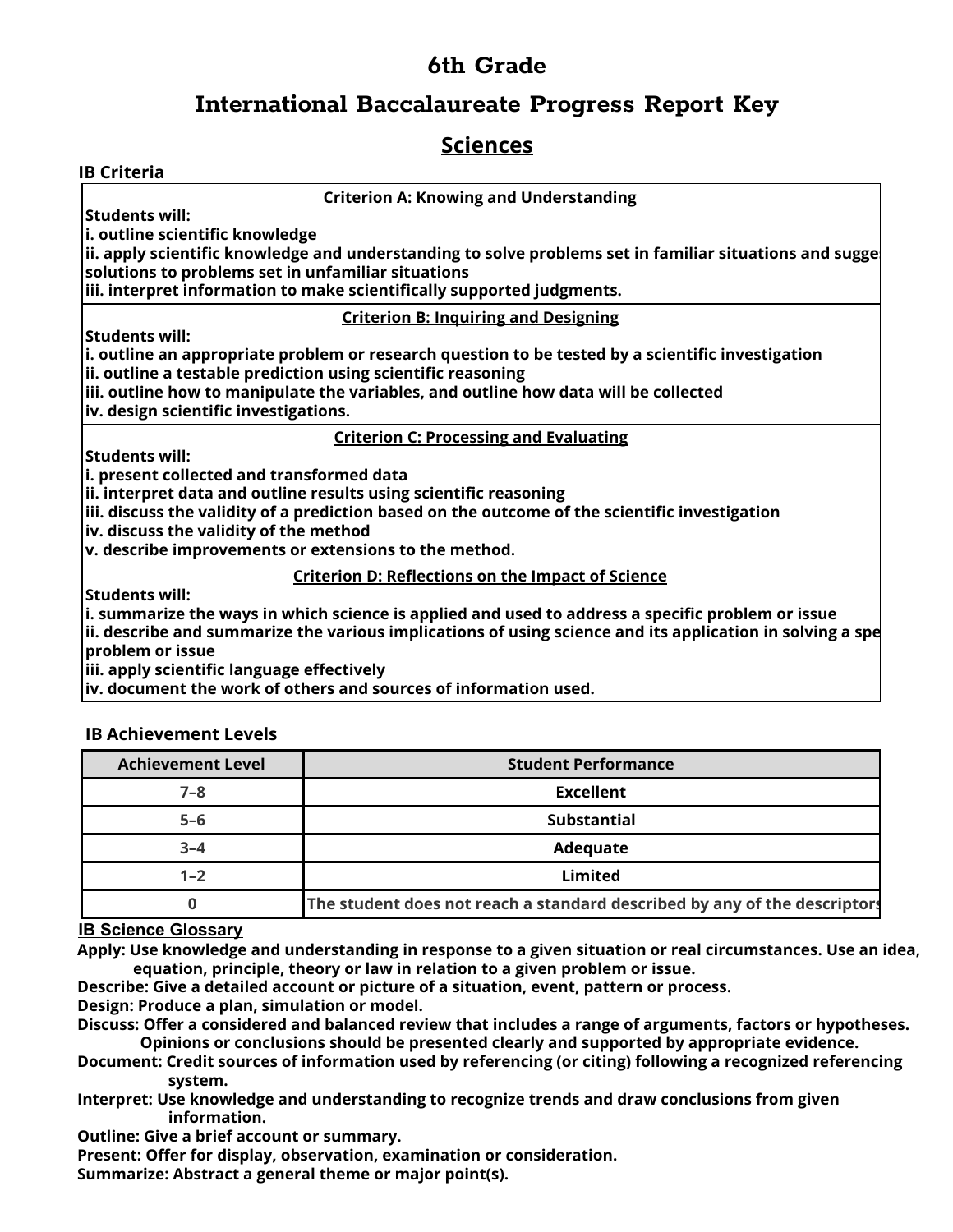# 6th Grade

## International Baccalaureate Progress Report Key

## Sciences

**IB Criteria**

| Criterion A: Knowing and Understanding |
|---|
| **Students will:**<br>**i. outline scientific knowledge**<br>**ii. apply scientific knowledge and understanding to solve problems set in familiar situations and sugge solutions to problems set in unfamiliar situations**<br>**iii. interpret information to make scientifically supported judgments.** |
| **Criterion B: Inquiring and Designing** |
| **Students will:**<br>**i. outline an appropriate problem or research question to be tested by a scientific investigation**<br>**ii. outline a testable prediction using scientific reasoning**<br>**iii. outline how to manipulate the variables, and outline how data will be collected**<br>**iv. design scientific investigations.** |
| **Criterion C: Processing and Evaluating** |
| **Students will:**<br>**i. present collected and transformed data**<br>**ii. interpret data and outline results using scientific reasoning**<br>**iii. discuss the validity of a prediction based on the outcome of the scientific investigation**<br>**iv. discuss the validity of the method**<br>**v. describe improvements or extensions to the method.** |
| **Criterion D: Reflections on the Impact of Science** |
| **Students will:**<br>**i. summarize the ways in which science is applied and used to address a specific problem or issue**<br>**ii. describe and summarize the various implications of using science and its application in solving a spe problem or issue**<br>**iii. apply scientific language effectively**<br>**iv. document the work of others and sources of information used.** |

**IB Achievement Levels**

| Achievement Level | Student Performance |
|---|---|
| 7–8 | Excellent |
| 5–6 | Substantial |
| 3–4 | Adequate |
| 1–2 | Limited |
| 0 | The student does not reach a standard described by any of the descriptors |

**IB Science Glossary**

**Apply: Use knowledge and understanding in response to a given situation or real circumstances. Use an idea, equation, principle, theory or law in relation to a given problem or issue.**
**Describe: Give a detailed account or picture of a situation, event, pattern or process.**
**Design: Produce a plan, simulation or model.**
**Discuss: Offer a considered and balanced review that includes a range of arguments, factors or hypotheses. Opinions or conclusions should be presented clearly and supported by appropriate evidence.**
**Document: Credit sources of information used by referencing (or citing) following a recognized referencing system.**
**Interpret: Use knowledge and understanding to recognize trends and draw conclusions from given information.**
**Outline: Give a brief account or summary.**
**Present: Offer for display, observation, examination or consideration.**
**Summarize: Abstract a general theme or major point(s).**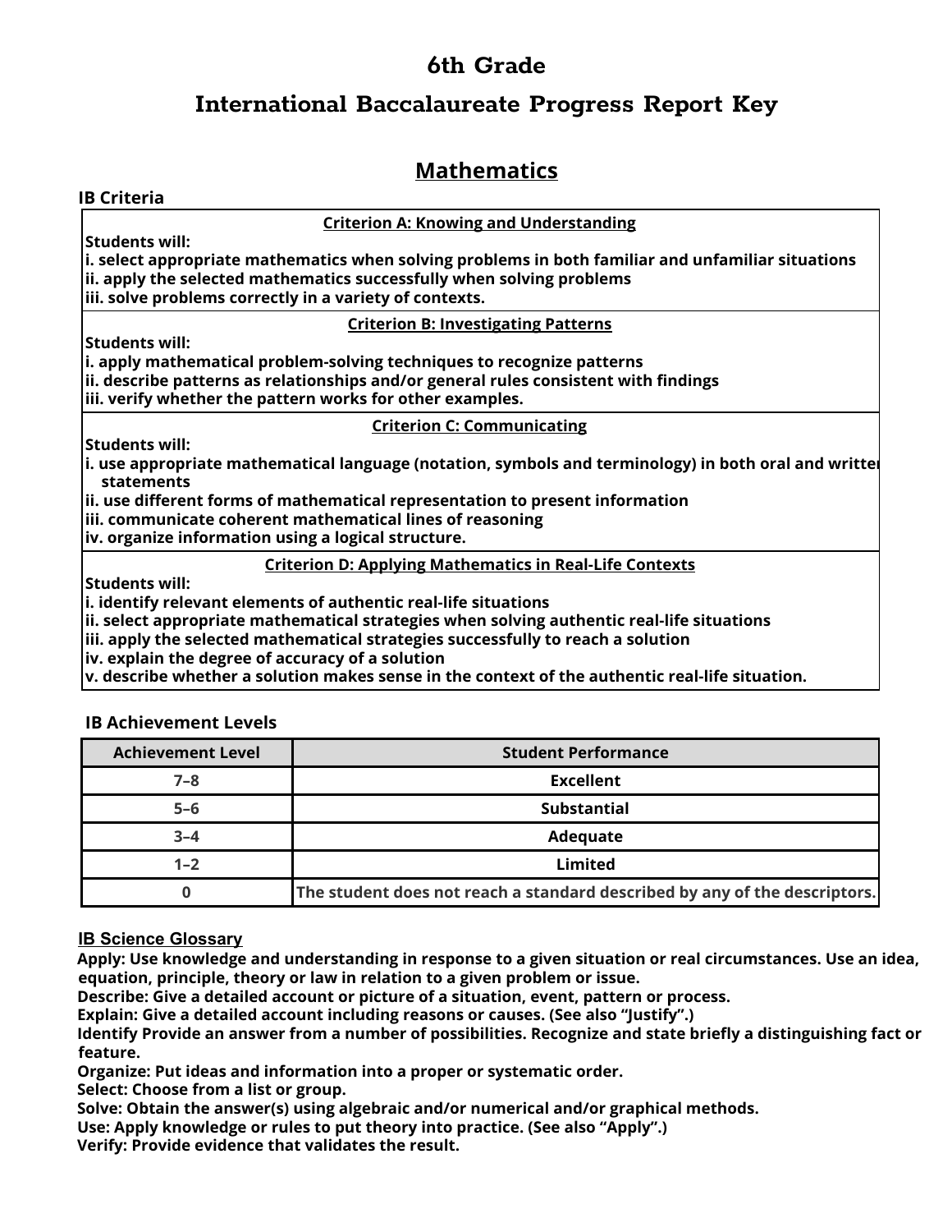# 6th Grade

# International Baccalaureate Progress Report Key

## Mathematics

**IB Criteria**

**Criterion A: Knowing and Understanding**

**Students will:**
**i. select appropriate mathematics when solving problems in both familiar and unfamiliar situations**
**ii. apply the selected mathematics successfully when solving problems**
**iii. solve problems correctly in a variety of contexts.**

**Criterion B: Investigating Patterns**

**Students will:**
**i. apply mathematical problem-solving techniques to recognize patterns**
**ii. describe patterns as relationships and/or general rules consistent with findings**
**iii. verify whether the pattern works for other examples.**

**Criterion C: Communicating**

**Students will:**
**i. use appropriate mathematical language (notation, symbols and terminology) in both oral and written statements**
**ii. use different forms of mathematical representation to present information**
**iii. communicate coherent mathematical lines of reasoning**
**iv. organize information using a logical structure.**

**Criterion D: Applying Mathematics in Real-Life Contexts**

**Students will:**
**i. identify relevant elements of authentic real-life situations**
**ii. select appropriate mathematical strategies when solving authentic real-life situations**
**iii. apply the selected mathematical strategies successfully to reach a solution**
**iv. explain the degree of accuracy of a solution**
**v. describe whether a solution makes sense in the context of the authentic real-life situation.**

**IB Achievement Levels**

| Achievement Level | Student Performance |
|---|---|
| 7–8 | Excellent |
| 5–6 | Substantial |
| 3–4 | Adequate |
| 1–2 | Limited |
| 0 | The student does not reach a standard described by any of the descriptors. |

**IB Science Glossary**

**Apply: Use knowledge and understanding in response to a given situation or real circumstances. Use an idea, equation, principle, theory or law in relation to a given problem or issue.**
**Describe: Give a detailed account or picture of a situation, event, pattern or process.**
**Explain: Give a detailed account including reasons or causes. (See also "Justify".)**
**Identify Provide an answer from a number of possibilities. Recognize and state briefly a distinguishing fact or feature.**
**Organize: Put ideas and information into a proper or systematic order.**
**Select: Choose from a list or group.**
**Solve: Obtain the answer(s) using algebraic and/or numerical and/or graphical methods.**
**Use: Apply knowledge or rules to put theory into practice. (See also "Apply".)**
**Verify: Provide evidence that validates the result.**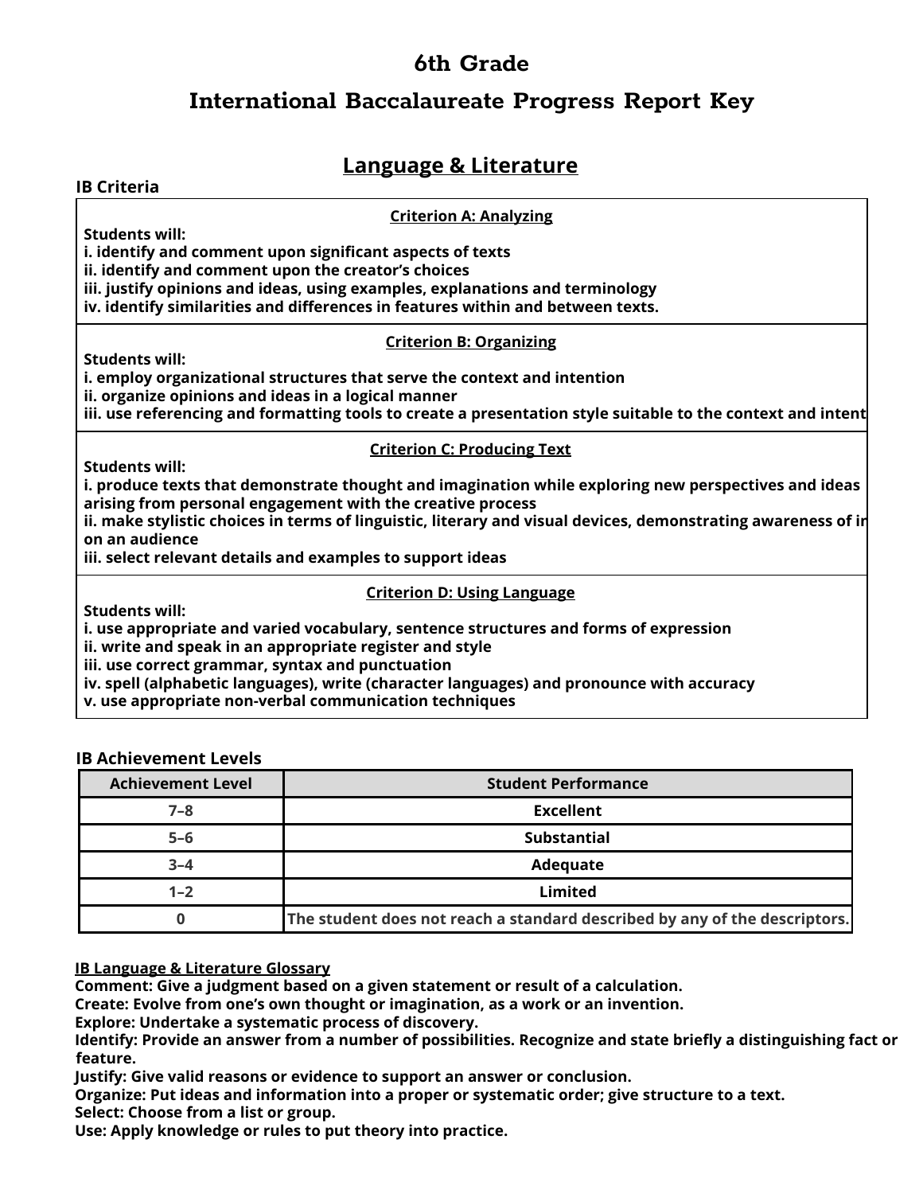# 6th Grade

# International Baccalaureate Progress Report Key

## Language & Literature

**IB Criteria**

**Criterion A: Analyzing**

**Students will:**
**i. identify and comment upon significant aspects of texts**
**ii. identify and comment upon the creator's choices**
**iii. justify opinions and ideas, using examples, explanations and terminology**
**iv. identify similarities and differences in features within and between texts.**

**Criterion B: Organizing**

**Students will:**
**i. employ organizational structures that serve the context and intention**
**ii. organize opinions and ideas in a logical manner**
**iii. use referencing and formatting tools to create a presentation style suitable to the context and intent**

**Criterion C: Producing Text**

**Students will:**
**i. produce texts that demonstrate thought and imagination while exploring new perspectives and ideas arising from personal engagement with the creative process**
**ii. make stylistic choices in terms of linguistic, literary and visual devices, demonstrating awareness of ir on an audience**
**iii. select relevant details and examples to support ideas**

**Criterion D: Using Language**

**Students will:**
**i. use appropriate and varied vocabulary, sentence structures and forms of expression**
**ii. write and speak in an appropriate register and style**
**iii. use correct grammar, syntax and punctuation**
**iv. spell (alphabetic languages), write (character languages) and pronounce with accuracy**
**v. use appropriate non-verbal communication techniques**

**IB Achievement Levels**

| Achievement Level | Student Performance |
|---|---|
| 7–8 | Excellent |
| 5–6 | Substantial |
| 3–4 | Adequate |
| 1–2 | Limited |
| 0 | The student does not reach a standard described by any of the descriptors. |

**IB Language & Literature Glossary**

**Comment: Give a judgment based on a given statement or result of a calculation.**
**Create: Evolve from one's own thought or imagination, as a work or an invention.**
**Explore: Undertake a systematic process of discovery.**
**Identify: Provide an answer from a number of possibilities. Recognize and state briefly a distinguishing fact or feature.**
**Justify: Give valid reasons or evidence to support an answer or conclusion.**
**Organize: Put ideas and information into a proper or systematic order; give structure to a text.**
**Select: Choose from a list or group.**
**Use: Apply knowledge or rules to put theory into practice.**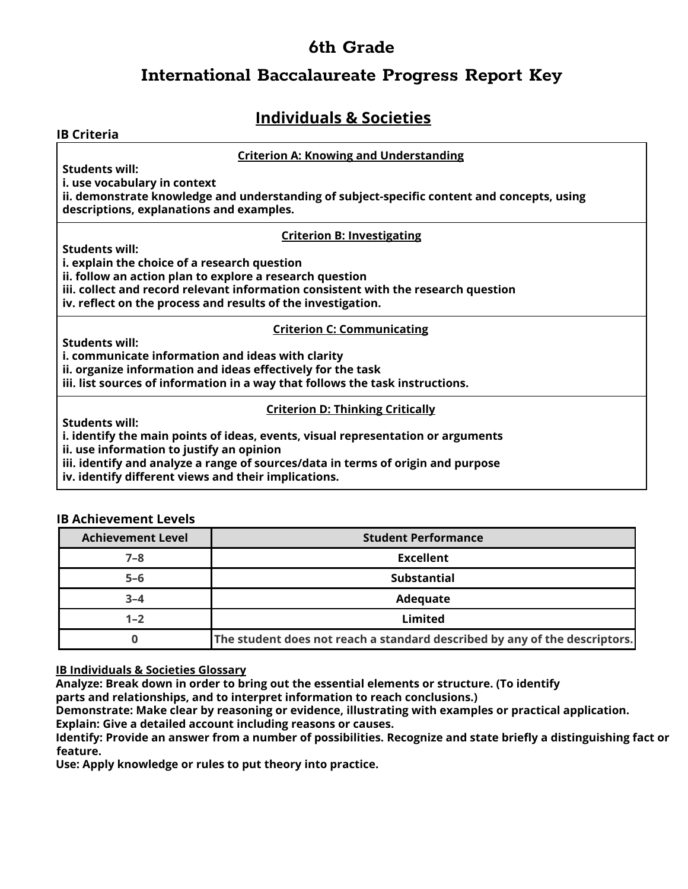# 6th Grade

# International Baccalaureate Progress Report Key

## Individuals & Societies

**IB Criteria**

**Criterion A: Knowing and Understanding**

**Students will:**
**i. use vocabulary in context**
**ii. demonstrate knowledge and understanding of subject-specific content and concepts, using descriptions, explanations and examples.**

**Criterion B: Investigating**

**Students will:**
**i. explain the choice of a research question**
**ii. follow an action plan to explore a research question**
**iii. collect and record relevant information consistent with the research question**
**iv. reflect on the process and results of the investigation.**

**Criterion C: Communicating**

**Students will:**
**i. communicate information and ideas with clarity**
**ii. organize information and ideas effectively for the task**
**iii. list sources of information in a way that follows the task instructions.**

**Criterion D: Thinking Critically**

**Students will:**
**i. identify the main points of ideas, events, visual representation or arguments**
**ii. use information to justify an opinion**
**iii. identify and analyze a range of sources/data in terms of origin and purpose**
**iv. identify different views and their implications.**

**IB Achievement Levels**

| Achievement Level | Student Performance |
|---|---|
| 7–8 | Excellent |
| 5–6 | Substantial |
| 3–4 | Adequate |
| 1–2 | Limited |
| 0 | The student does not reach a standard described by any of the descriptors. |

**IB Individuals & Societies Glossary**

**Analyze: Break down in order to bring out the essential elements or structure. (To identify parts and relationships, and to interpret information to reach conclusions.)**
**Demonstrate: Make clear by reasoning or evidence, illustrating with examples or practical application.**
**Explain: Give a detailed account including reasons or causes.**
**Identify: Provide an answer from a number of possibilities. Recognize and state briefly a distinguishing fact or feature.**
**Use: Apply knowledge or rules to put theory into practice.**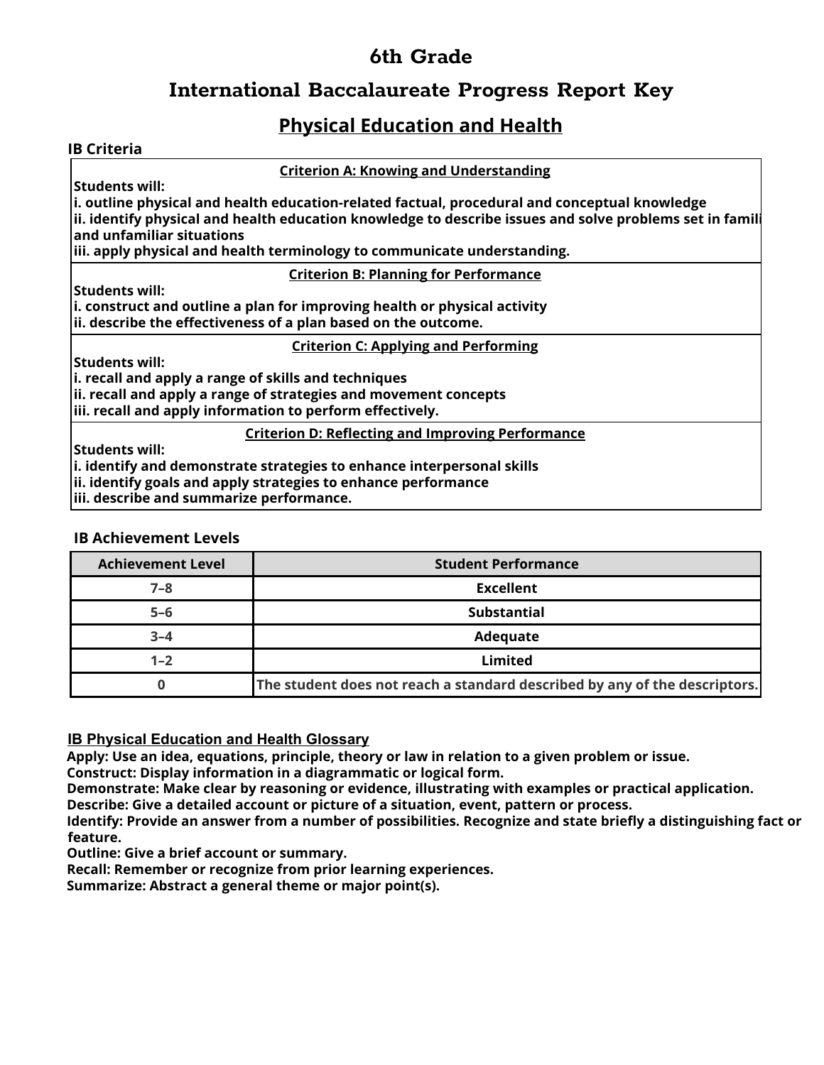# 6th Grade

## International Baccalaureate Progress Report Key

### Physical Education and Health

**IB Criteria**

| Criterion A: Knowing and Understanding |
|---|
| **Students will:**<br>**i. outline physical and health education-related factual, procedural and conceptual knowledge**<br>**ii. identify physical and health education knowledge to describe issues and solve problems set in famili and unfamiliar situations**<br>**iii. apply physical and health terminology to communicate understanding.** |
| **Criterion B: Planning for Performance** |
| **Students will:**<br>**i. construct and outline a plan for improving health or physical activity**<br>**ii. describe the effectiveness of a plan based on the outcome.** |
| **Criterion C: Applying and Performing** |
| **Students will:**<br>**i. recall and apply a range of skills and techniques**<br>**ii. recall and apply a range of strategies and movement concepts**<br>**iii. recall and apply information to perform effectively.** |
| **Criterion D: Reflecting and Improving Performance** |
| **Students will:**<br>**i. identify and demonstrate strategies to enhance interpersonal skills**<br>**ii. identify goals and apply strategies to enhance performance**<br>**iii. describe and summarize performance.** |

**IB Achievement Levels**

| Achievement Level | Student Performance |
|---|---|
| 7–8 | Excellent |
| 5–6 | Substantial |
| 3–4 | Adequate |
| 1–2 | Limited |
| 0 | The student does not reach a standard described by any of the descriptors. |

**IB Physical Education and Health Glossary**

**Apply: Use an idea, equations, principle, theory or law in relation to a given problem or issue.**
**Construct: Display information in a diagrammatic or logical form.**
**Demonstrate: Make clear by reasoning or evidence, illustrating with examples or practical application.**
**Describe: Give a detailed account or picture of a situation, event, pattern or process.**
**Identify: Provide an answer from a number of possibilities. Recognize and state briefly a distinguishing fact or feature.**
**Outline: Give a brief account or summary.**
**Recall: Remember or recognize from prior learning experiences.**
**Summarize: Abstract a general theme or major point(s).**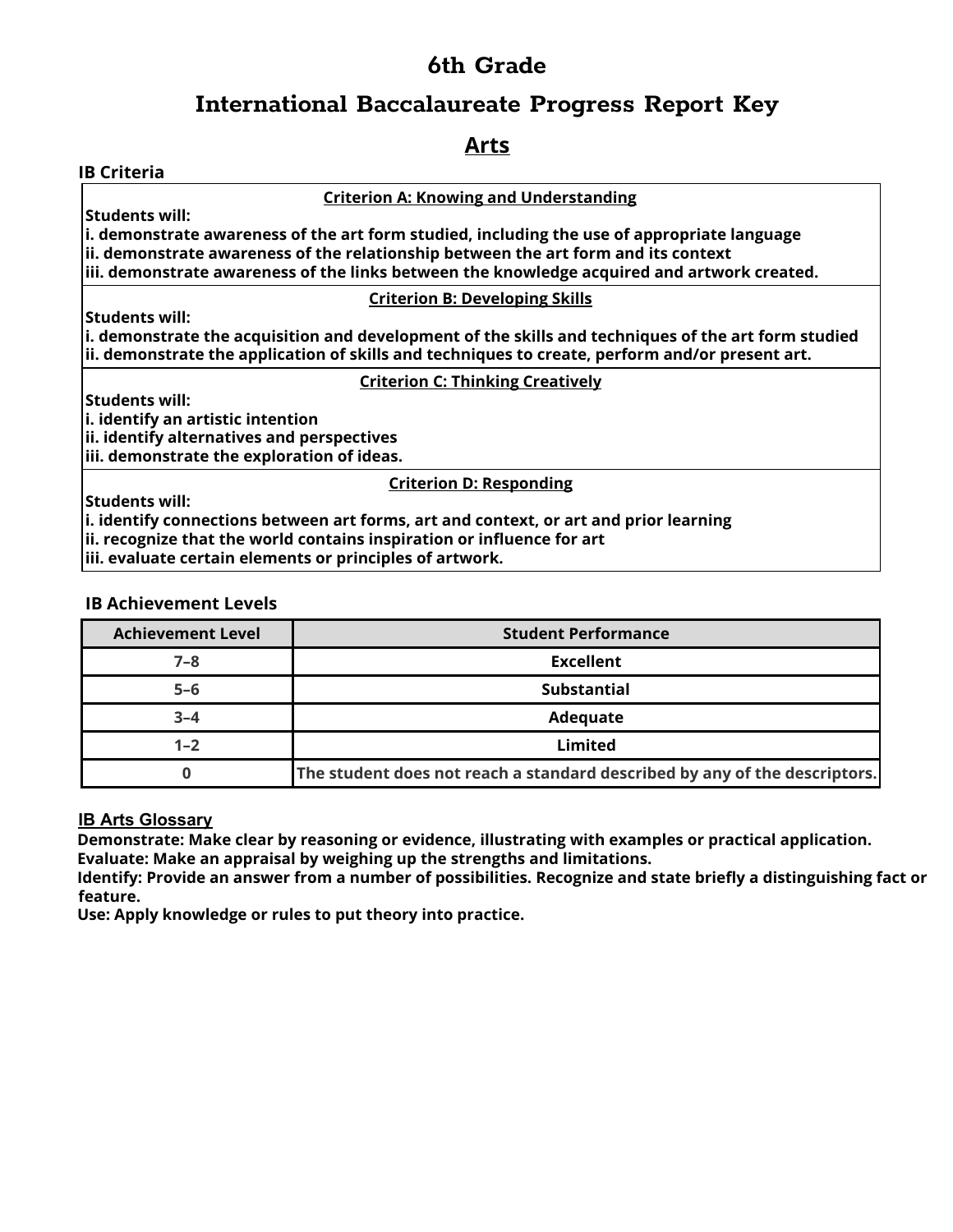# 6th Grade

# International Baccalaureate Progress Report Key

## Arts

**IB Criteria**

**Criterion A: Knowing and Understanding**

**Students will:**
**i. demonstrate awareness of the art form studied, including the use of appropriate language**
**ii. demonstrate awareness of the relationship between the art form and its context**
**iii. demonstrate awareness of the links between the knowledge acquired and artwork created.**

**Criterion B: Developing Skills**

**Students will:**
**i. demonstrate the acquisition and development of the skills and techniques of the art form studied**
**ii. demonstrate the application of skills and techniques to create, perform and/or present art.**

**Criterion C: Thinking Creatively**

**Students will:**
**i. identify an artistic intention**
**ii. identify alternatives and perspectives**
**iii. demonstrate the exploration of ideas.**

**Criterion D: Responding**

**Students will:**
**i. identify connections between art forms, art and context, or art and prior learning**
**ii. recognize that the world contains inspiration or influence for art**
**iii. evaluate certain elements or principles of artwork.**

**IB Achievement Levels**

| Achievement Level | Student Performance |
| --- | --- |
| 7–8 | Excellent |
| 5–6 | Substantial |
| 3–4 | Adequate |
| 1–2 | Limited |
| 0 | The student does not reach a standard described by any of the descriptors. |

**IB Arts Glossary**

**Demonstrate: Make clear by reasoning or evidence, illustrating with examples or practical application.**
**Evaluate: Make an appraisal by weighing up the strengths and limitations.**
**Identify: Provide an answer from a number of possibilities. Recognize and state briefly a distinguishing fact or feature.**
**Use: Apply knowledge or rules to put theory into practice.**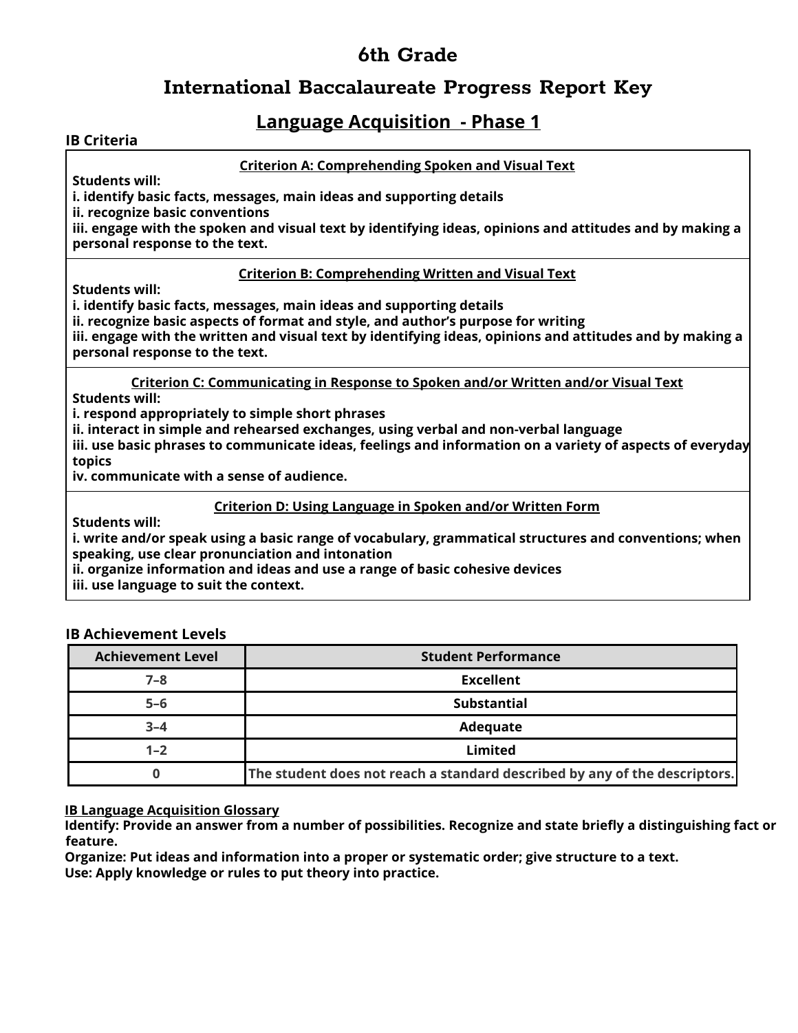# 6th Grade

## International Baccalaureate Progress Report Key

### Language Acquisition - Phase 1

**IB Criteria**

**Criterion A: Comprehending Spoken and Visual Text**

**Students will:**
**i. identify basic facts, messages, main ideas and supporting details**
**ii. recognize basic conventions**
**iii. engage with the spoken and visual text by identifying ideas, opinions and attitudes and by making a personal response to the text.**

**Criterion B: Comprehending Written and Visual Text**

**Students will:**
**i. identify basic facts, messages, main ideas and supporting details**
**ii. recognize basic aspects of format and style, and author's purpose for writing**
**iii. engage with the written and visual text by identifying ideas, opinions and attitudes and by making a personal response to the text.**

**Criterion C: Communicating in Response to Spoken and/or Written and/or Visual Text**

**Students will:**
**i. respond appropriately to simple short phrases**
**ii. interact in simple and rehearsed exchanges, using verbal and non-verbal language**
**iii. use basic phrases to communicate ideas, feelings and information on a variety of aspects of everyday topics**
**iv. communicate with a sense of audience.**

**Criterion D: Using Language in Spoken and/or Written Form**

**Students will:**
**i. write and/or speak using a basic range of vocabulary, grammatical structures and conventions; when speaking, use clear pronunciation and intonation**
**ii. organize information and ideas and use a range of basic cohesive devices**
**iii. use language to suit the context.**

**IB Achievement Levels**

| Achievement Level | Student Performance |
|---|---|
| 7–8 | Excellent |
| 5–6 | Substantial |
| 3–4 | Adequate |
| 1–2 | Limited |
| 0 | The student does not reach a standard described by any of the descriptors. |

**IB Language Acquisition Glossary**
**Identify: Provide an answer from a number of possibilities. Recognize and state briefly a distinguishing fact or feature.**
**Organize: Put ideas and information into a proper or systematic order; give structure to a text.**
**Use: Apply knowledge or rules to put theory into practice.**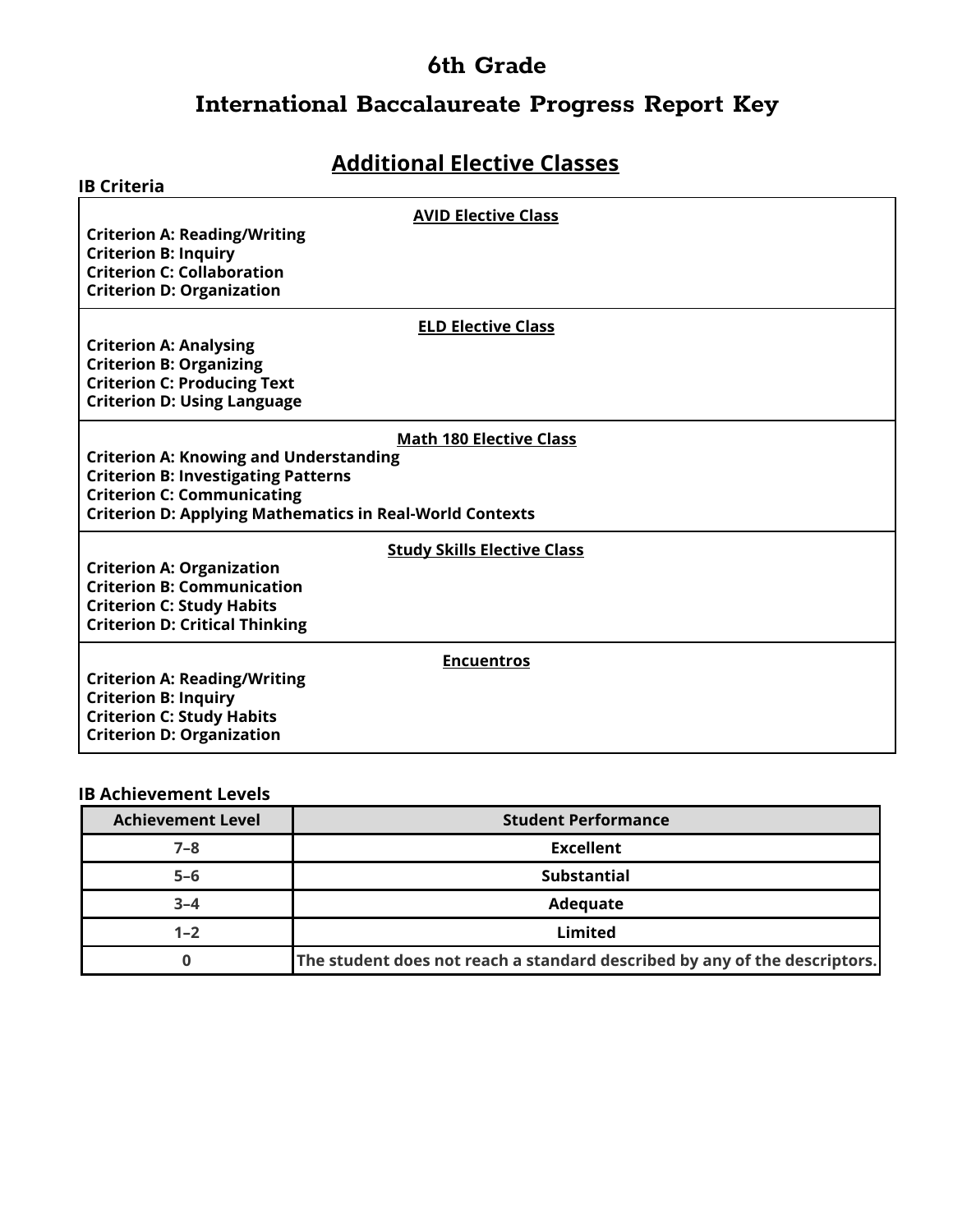# 6th Grade

# International Baccalaureate Progress Report Key

## Additional Elective Classes

**IB Criteria**

**AVID Elective Class**

**Criterion A: Reading/Writing**
**Criterion B: Inquiry**
**Criterion C: Collaboration**
**Criterion D: Organization**

**ELD Elective Class**

**Criterion A: Analysing**
**Criterion B: Organizing**
**Criterion C: Producing Text**
**Criterion D: Using Language**

**Math 180 Elective Class**

**Criterion A: Knowing and Understanding**
**Criterion B: Investigating Patterns**
**Criterion C: Communicating**
**Criterion D: Applying Mathematics in Real-World Contexts**

**Study Skills Elective Class**

**Criterion A: Organization**
**Criterion B: Communication**
**Criterion C: Study Habits**
**Criterion D: Critical Thinking**

**Encuentros**

**Criterion A: Reading/Writing**
**Criterion B: Inquiry**
**Criterion C: Study Habits**
**Criterion D: Organization**

**IB Achievement Levels**

| Achievement Level | Student Performance |
|---|---|
| 7–8 | Excellent |
| 5–6 | Substantial |
| 3–4 | Adequate |
| 1–2 | Limited |
| 0 | The student does not reach a standard described by any of the descriptors. |